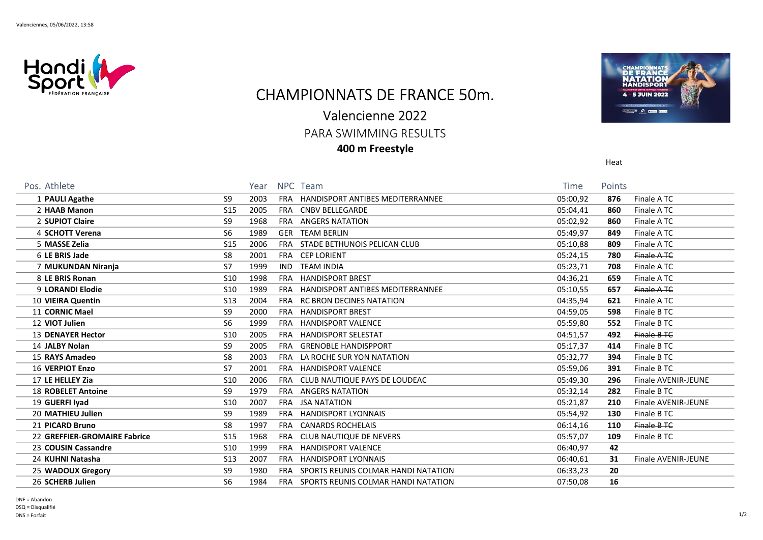# CHAMPIONNATS DE FRANCE 50m.

## Valencienne 2022

### PARA SWIMMING RESULTS

**400 m Freestyle**

Heat

| Pos. | Athlete | | Year | NPC | Team | Time | Points | |
|---|---|---|---|---|---|---|---|---|
| 1 | **PAULI Agathe** | S9 | 2003 | FRA | HANDISPORT ANTIBES MEDITERRANNEE | 05:00,92 | **876** | Finale A TC |
| 2 | **HAAB Manon** | S15 | 2005 | FRA | CNBV BELLEGARDE | 05:04,41 | **860** | Finale A TC |
| 2 | **SUPIOT Claire** | S9 | 1968 | FRA | ANGERS NATATION | 05:02,92 | **860** | Finale A TC |
| 4 | **SCHOTT Verena** | S6 | 1989 | GER | TEAM BERLIN | 05:49,97 | **849** | Finale A TC |
| 5 | **MASSE Zelia** | S15 | 2006 | FRA | STADE BETHUNOIS PELICAN CLUB | 05:10,88 | **809** | Finale A TC |
| 6 | **LE BRIS Jade** | S8 | 2001 | FRA | CEP LORIENT | 05:24,15 | **780** | ~~Finale A TC~~ |
| 7 | **MUKUNDAN Niranja** | S7 | 1999 | IND | TEAM INDIA | 05:23,71 | **708** | Finale A TC |
| 8 | **LE BRIS Ronan** | S10 | 1998 | FRA | HANDISPORT BREST | 04:36,21 | **659** | Finale A TC |
| 9 | **LORANDI Elodie** | S10 | 1989 | FRA | HANDISPORT ANTIBES MEDITERRANNEE | 05:10,55 | **657** | ~~Finale A TC~~ |
| 10 | **VIEIRA Quentin** | S13 | 2004 | FRA | RC BRON DECINES NATATION | 04:35,94 | **621** | Finale A TC |
| 11 | **CORNIC Mael** | S9 | 2000 | FRA | HANDISPORT BREST | 04:59,05 | **598** | Finale B TC |
| 12 | **VIOT Julien** | S6 | 1999 | FRA | HANDISPORT VALENCE | 05:59,80 | **552** | Finale B TC |
| 13 | **DENAYER Hector** | S10 | 2005 | FRA | HANDISPORT SELESTAT | 04:51,57 | **492** | ~~Finale B TC~~ |
| 14 | **JALBY Nolan** | S9 | 2005 | FRA | GRENOBLE HANDISPPORT | 05:17,37 | **414** | Finale B TC |
| 15 | **RAYS Amadeo** | S8 | 2003 | FRA | LA ROCHE SUR YON NATATION | 05:32,77 | **394** | Finale B TC |
| 16 | **VERPIOT Enzo** | S7 | 2001 | FRA | HANDISPORT VALENCE | 05:59,06 | **391** | Finale B TC |
| 17 | **LE HELLEY Zia** | S10 | 2006 | FRA | CLUB NAUTIQUE PAYS DE LOUDEAC | 05:49,30 | **296** | Finale AVENIR-JEUNE |
| 18 | **ROBELET Antoine** | S9 | 1979 | FRA | ANGERS NATATION | 05:32,14 | **282** | Finale B TC |
| 19 | **GUERFI Iyad** | S10 | 2007 | FRA | JSA NATATION | 05:21,87 | **210** | Finale AVENIR-JEUNE |
| 20 | **MATHIEU Julien** | S9 | 1989 | FRA | HANDISPORT LYONNAIS | 05:54,92 | **130** | Finale B TC |
| 21 | **PICARD Bruno** | S8 | 1997 | FRA | CANARDS ROCHELAIS | 06:14,16 | **110** | ~~Finale B TC~~ |
| 22 | **GREFFIER-GROMAIRE Fabrice** | S15 | 1968 | FRA | CLUB NAUTIQUE DE NEVERS | 05:57,07 | **109** | Finale B TC |
| 23 | **COUSIN Cassandre** | S10 | 1999 | FRA | HANDISPORT VALENCE | 06:40,97 | **42** | |
| 24 | **KUHNI Natasha** | S13 | 2007 | FRA | HANDISPORT LYONNAIS | 06:40,61 | **31** | Finale AVENIR-JEUNE |
| 25 | **WADOUX Gregory** | S9 | 1980 | FRA | SPORTS REUNIS COLMAR HANDI NATATION | 06:33,23 | **20** | |
| 26 | **SCHERB Julien** | S6 | 1984 | FRA | SPORTS REUNIS COLMAR HANDI NATATION | 07:50,08 | **16** | |

DNF = Abandon
DSQ = Disqualifié
DNS = Forfait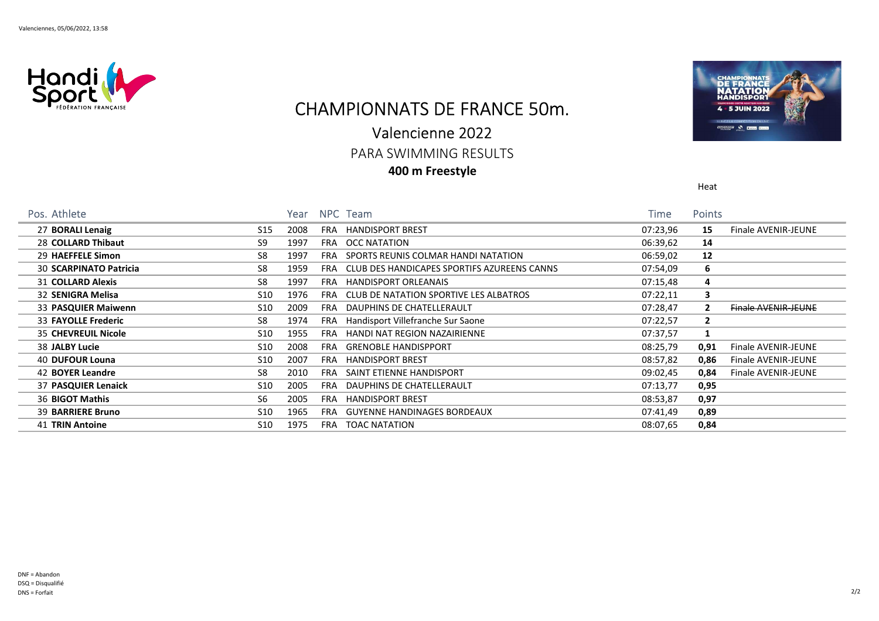# CHAMPIONNATS DE FRANCE 50m.

## Valencienne 2022

### PARA SWIMMING RESULTS

### 400 m Freestyle

Heat

| Pos. | Athlete | | Year | NPC | Team | Time | Points | |
|---|---|---|---|---|---|---|---|---|
| 27 | **BORALI Lenaig** | S15 | 2008 | FRA | HANDISPORT BREST | 07:23,96 | **15** | Finale AVENIR-JEUNE |
| 28 | **COLLARD Thibaut** | S9 | 1997 | FRA | OCC NATATION | 06:39,62 | **14** | |
| 29 | **HAEFFELE Simon** | S8 | 1997 | FRA | SPORTS REUNIS COLMAR HANDI NATATION | 06:59,02 | **12** | |
| 30 | **SCARPINATO Patricia** | S8 | 1959 | FRA | CLUB DES HANDICAPES SPORTIFS AZUREENS CANNS | 07:54,09 | **6** | |
| 31 | **COLLARD Alexis** | S8 | 1997 | FRA | HANDISPORT ORLEANAIS | 07:15,48 | **4** | |
| 32 | **SENIGRA Melisa** | S10 | 1976 | FRA | CLUB DE NATATION SPORTIVE LES ALBATROS | 07:22,11 | **3** | |
| 33 | **PASQUIER Maiwenn** | S10 | 2009 | FRA | DAUPHINS DE CHATELLERAULT | 07:28,47 | **2** | ~~Finale AVENIR-JEUNE~~ |
| 33 | **FAYOLLE Frederic** | S8 | 1974 | FRA | Handisport Villefranche Sur Saone | 07:22,57 | **2** | |
| 35 | **CHEVREUIL Nicole** | S10 | 1955 | FRA | HANDI NAT REGION NAZAIRIENNE | 07:37,57 | **1** | |
| 38 | **JALBY Lucie** | S10 | 2008 | FRA | GRENOBLE HANDISPPORT | 08:25,79 | **0,91** | Finale AVENIR-JEUNE |
| 40 | **DUFOUR Louna** | S10 | 2007 | FRA | HANDISPORT BREST | 08:57,82 | **0,86** | Finale AVENIR-JEUNE |
| 42 | **BOYER Leandre** | S8 | 2010 | FRA | SAINT ETIENNE HANDISPORT | 09:02,45 | **0,84** | Finale AVENIR-JEUNE |
| 37 | **PASQUIER Lenaick** | S10 | 2005 | FRA | DAUPHINS DE CHATELLERAULT | 07:13,77 | **0,95** | |
| 36 | **BIGOT Mathis** | S6 | 2005 | FRA | HANDISPORT BREST | 08:53,87 | **0,97** | |
| 39 | **BARRIERE Bruno** | S10 | 1965 | FRA | GUYENNE HANDINAGES BORDEAUX | 07:41,49 | **0,89** | |
| 41 | **TRIN Antoine** | S10 | 1975 | FRA | TOAC NATATION | 08:07,65 | **0,84** | |

DNF = Abandon
DSQ = Disqualifié
DNS = Forfait